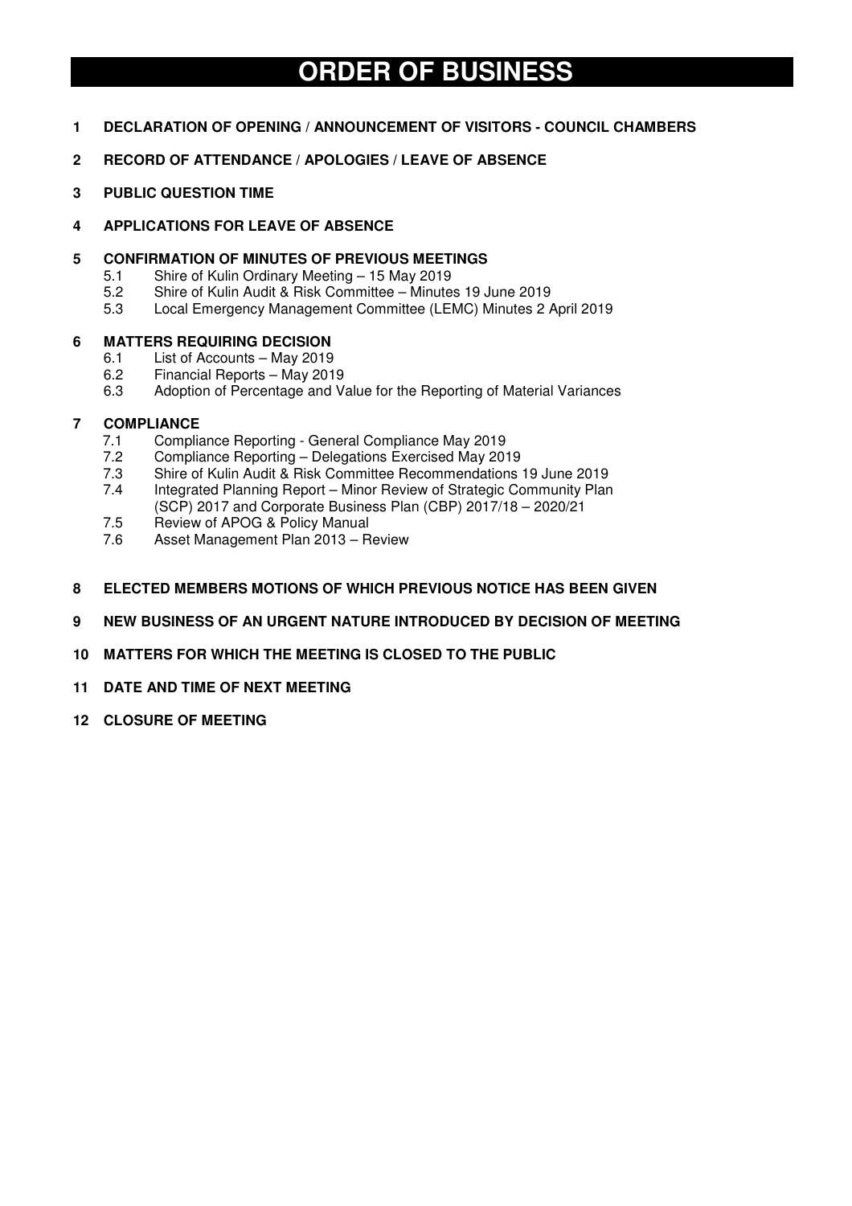# ORDER OF BUSINESS

**1 DECLARATION OF OPENING / ANNOUNCEMENT OF VISITORS - COUNCIL CHAMBERS**

**2 RECORD OF ATTENDANCE / APOLOGIES / LEAVE OF ABSENCE**

**3 PUBLIC QUESTION TIME**

**4 APPLICATIONS FOR LEAVE OF ABSENCE**

**5 CONFIRMATION OF MINUTES OF PREVIOUS MEETINGS**

- 5.1 Shire of Kulin Ordinary Meeting – 15 May 2019
- 5.2 Shire of Kulin Audit & Risk Committee – Minutes 19 June 2019
- 5.3 Local Emergency Management Committee (LEMC) Minutes 2 April 2019

**6 MATTERS REQUIRING DECISION**

- 6.1 List of Accounts – May 2019
- 6.2 Financial Reports – May 2019
- 6.3 Adoption of Percentage and Value for the Reporting of Material Variances

**7 COMPLIANCE**

- 7.1 Compliance Reporting - General Compliance May 2019
- 7.2 Compliance Reporting – Delegations Exercised May 2019
- 7.3 Shire of Kulin Audit & Risk Committee Recommendations 19 June 2019
- 7.4 Integrated Planning Report – Minor Review of Strategic Community Plan (SCP) 2017 and Corporate Business Plan (CBP) 2017/18 – 2020/21
- 7.5 Review of APOG & Policy Manual
- 7.6 Asset Management Plan 2013 – Review

**8 ELECTED MEMBERS MOTIONS OF WHICH PREVIOUS NOTICE HAS BEEN GIVEN**

**9 NEW BUSINESS OF AN URGENT NATURE INTRODUCED BY DECISION OF MEETING**

**10 MATTERS FOR WHICH THE MEETING IS CLOSED TO THE PUBLIC**

**11 DATE AND TIME OF NEXT MEETING**

**12 CLOSURE OF MEETING**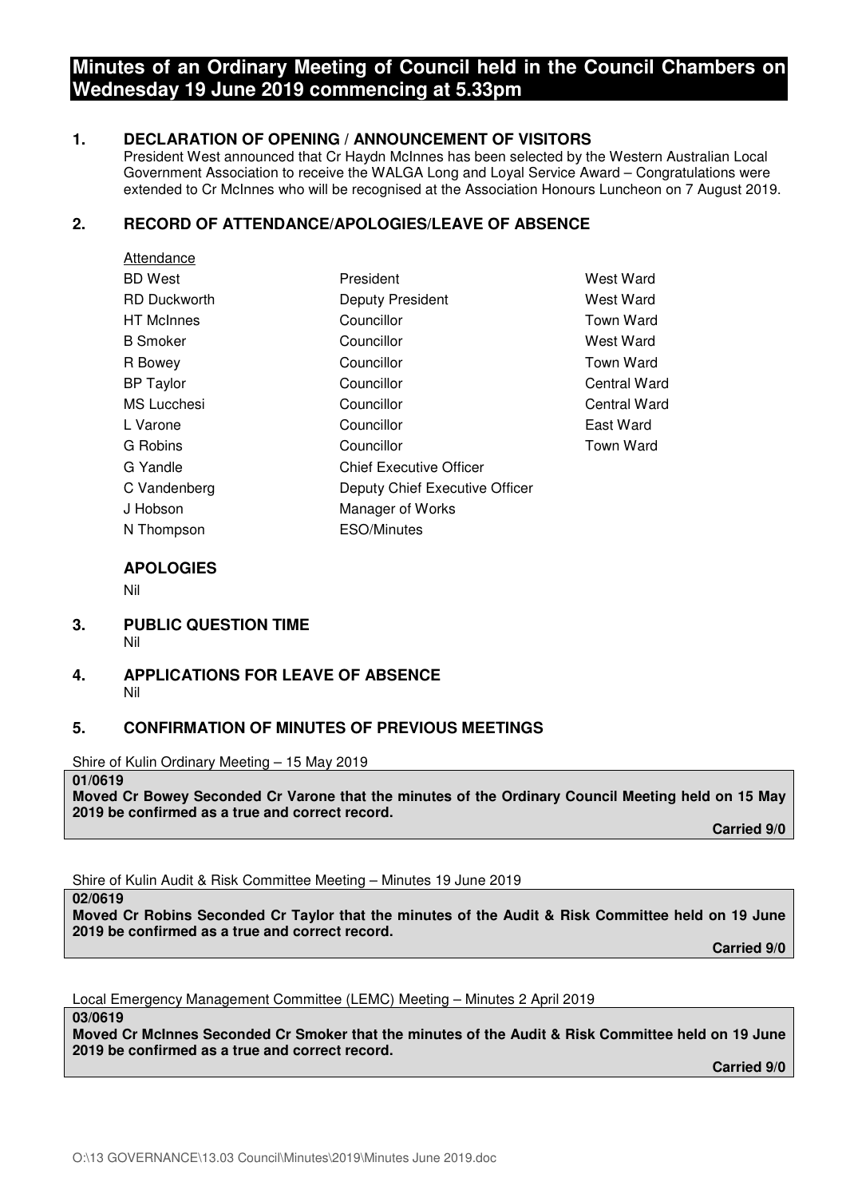# Minutes of an Ordinary Meeting of Council held in the Council Chambers on Wednesday 19 June 2019 commencing at 5.33pm

## 1. DECLARATION OF OPENING / ANNOUNCEMENT OF VISITORS

President West announced that Cr Haydn McInnes has been selected by the Western Australian Local Government Association to receive the WALGA Long and Loyal Service Award – Congratulations were extended to Cr McInnes who will be recognised at the Association Honours Luncheon on 7 August 2019.

## 2. RECORD OF ATTENDANCE/APOLOGIES/LEAVE OF ABSENCE

Attendance

| | | |
|---|---|---|
| BD West | President | West Ward |
| RD Duckworth | Deputy President | West Ward |
| HT McInnes | Councillor | Town Ward |
| B Smoker | Councillor | West Ward |
| R Bowey | Councillor | Town Ward |
| BP Taylor | Councillor | Central Ward |
| MS Lucchesi | Councillor | Central Ward |
| L Varone | Councillor | East Ward |
| G Robins | Councillor | Town Ward |
| G Yandle | Chief Executive Officer | |
| C Vandenberg | Deputy Chief Executive Officer | |
| J Hobson | Manager of Works | |
| N Thompson | ESO/Minutes | |

### APOLOGIES

Nil

## 3. PUBLIC QUESTION TIME

Nil

## 4. APPLICATIONS FOR LEAVE OF ABSENCE

Nil

## 5. CONFIRMATION OF MINUTES OF PREVIOUS MEETINGS

Shire of Kulin Ordinary Meeting – 15 May 2019

**01/0619**
**Moved Cr Bowey Seconded Cr Varone that the minutes of the Ordinary Council Meeting held on 15 May 2019 be confirmed as a true and correct record.**

**Carried 9/0**

Shire of Kulin Audit & Risk Committee Meeting – Minutes 19 June 2019

**02/0619**
**Moved Cr Robins Seconded Cr Taylor that the minutes of the Audit & Risk Committee held on 19 June 2019 be confirmed as a true and correct record.**

**Carried 9/0**

Local Emergency Management Committee (LEMC) Meeting – Minutes 2 April 2019

**03/0619**
**Moved Cr McInnes Seconded Cr Smoker that the minutes of the Audit & Risk Committee held on 19 June 2019 be confirmed as a true and correct record.**

**Carried 9/0**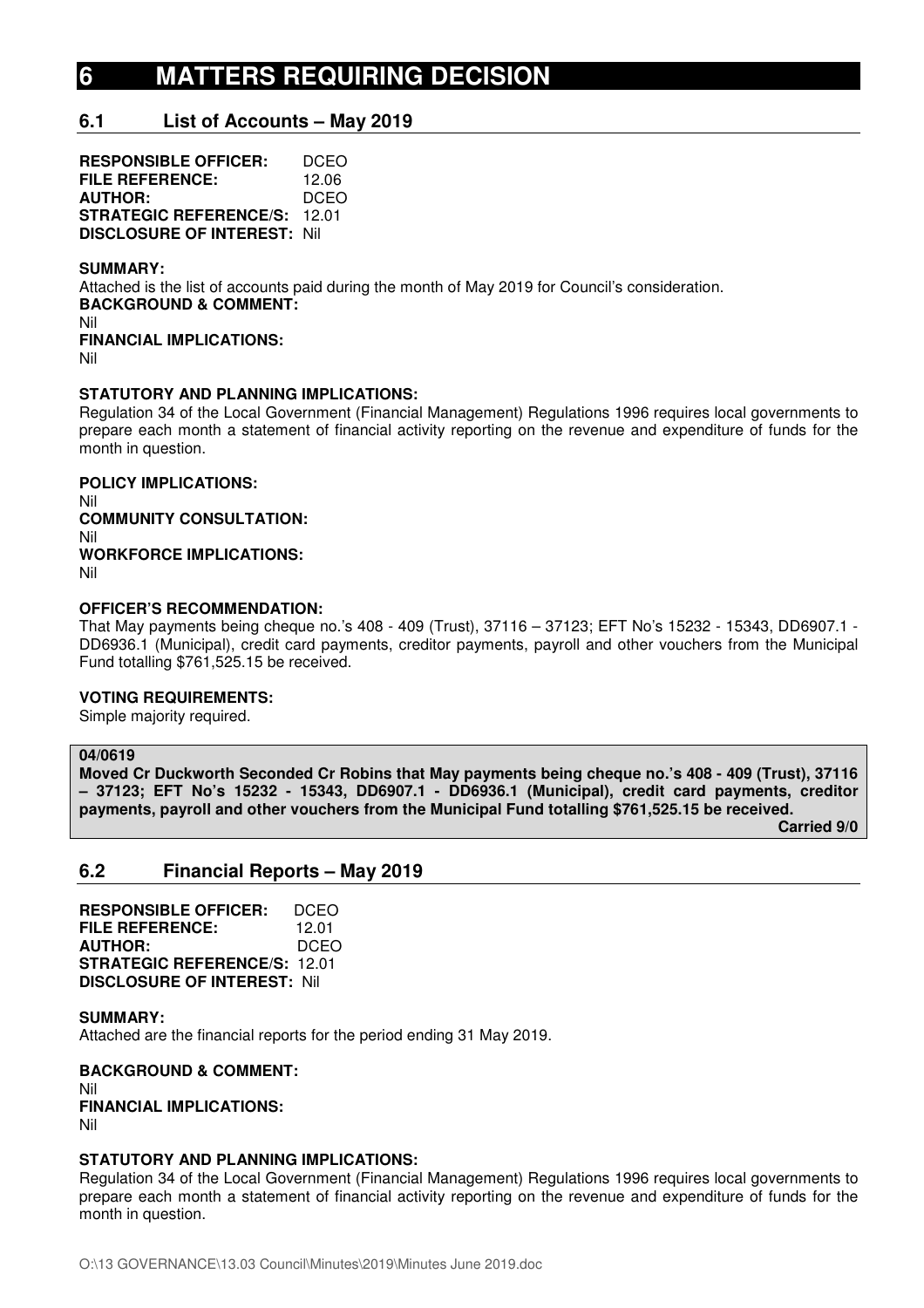# 6 MATTERS REQUIRING DECISION

## 6.1 List of Accounts – May 2019

**RESPONSIBLE OFFICER:** DCEO
**FILE REFERENCE:** 12.06
**AUTHOR:** DCEO
**STRATEGIC REFERENCE/S:** 12.01
**DISCLOSURE OF INTEREST:** Nil

**SUMMARY:**
Attached is the list of accounts paid during the month of May 2019 for Council's consideration.

**BACKGROUND & COMMENT:**
Nil

**FINANCIAL IMPLICATIONS:**
Nil

**STATUTORY AND PLANNING IMPLICATIONS:**
Regulation 34 of the Local Government (Financial Management) Regulations 1996 requires local governments to prepare each month a statement of financial activity reporting on the revenue and expenditure of funds for the month in question.

**POLICY IMPLICATIONS:**
Nil

**COMMUNITY CONSULTATION:**
Nil

**WORKFORCE IMPLICATIONS:**
Nil

**OFFICER'S RECOMMENDATION:**
That May payments being cheque no.'s 408 - 409 (Trust), 37116 – 37123; EFT No's 15232 - 15343, DD6907.1 - DD6936.1 (Municipal), credit card payments, creditor payments, payroll and other vouchers from the Municipal Fund totalling $761,525.15 be received.

**VOTING REQUIREMENTS:**
Simple majority required.

**04/0619**
**Moved Cr Duckworth Seconded Cr Robins that May payments being cheque no.'s 408 - 409 (Trust), 37116 – 37123; EFT No's 15232 - 15343, DD6907.1 - DD6936.1 (Municipal), credit card payments, creditor payments, payroll and other vouchers from the Municipal Fund totalling $761,525.15 be received.**
**Carried 9/0**

## 6.2 Financial Reports – May 2019

**RESPONSIBLE OFFICER:** DCEO
**FILE REFERENCE:** 12.01
**AUTHOR:** DCEO
**STRATEGIC REFERENCE/S:** 12.01
**DISCLOSURE OF INTEREST:** Nil

**SUMMARY:**
Attached are the financial reports for the period ending 31 May 2019.

**BACKGROUND & COMMENT:**
Nil

**FINANCIAL IMPLICATIONS:**
Nil

**STATUTORY AND PLANNING IMPLICATIONS:**
Regulation 34 of the Local Government (Financial Management) Regulations 1996 requires local governments to prepare each month a statement of financial activity reporting on the revenue and expenditure of funds for the month in question.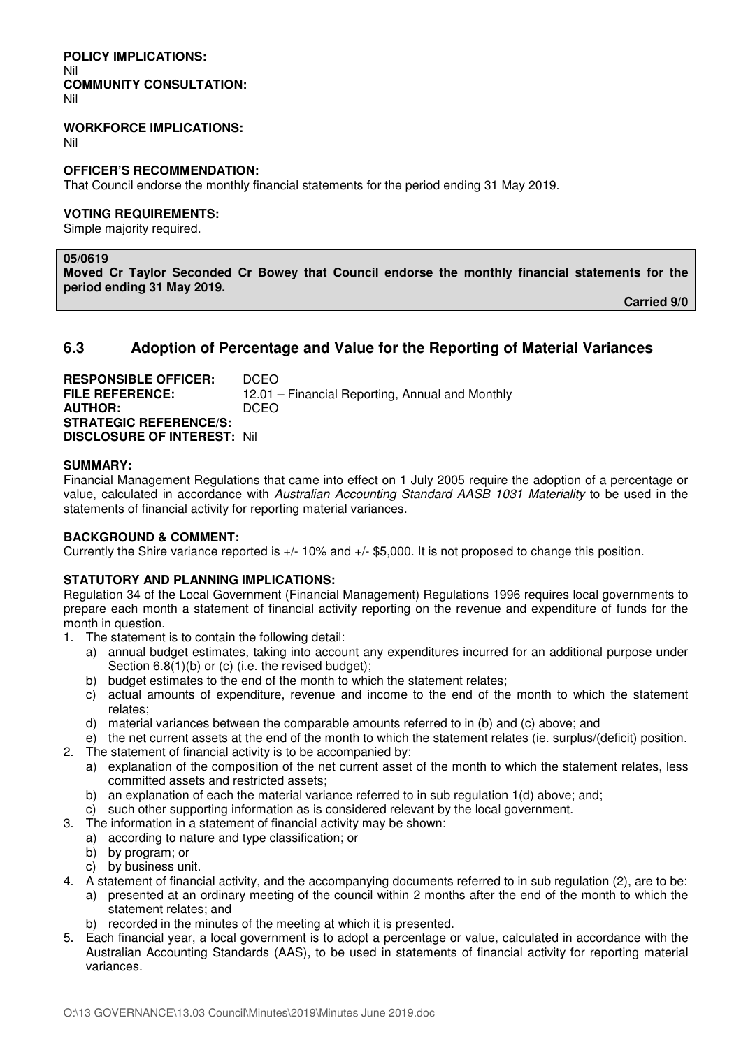**POLICY IMPLICATIONS:**
Nil
**COMMUNITY CONSULTATION:**
Nil

**WORKFORCE IMPLICATIONS:**
Nil

**OFFICER'S RECOMMENDATION:**
That Council endorse the monthly financial statements for the period ending 31 May 2019.

**VOTING REQUIREMENTS:**
Simple majority required.

**05/0619**
**Moved Cr Taylor Seconded Cr Bowey that Council endorse the monthly financial statements for the period ending 31 May 2019.**

**Carried 9/0**

## 6.3 Adoption of Percentage and Value for the Reporting of Material Variances

**RESPONSIBLE OFFICER:** DCEO
**FILE REFERENCE:** 12.01 – Financial Reporting, Annual and Monthly
**AUTHOR:** DCEO
**STRATEGIC REFERENCE/S:**
**DISCLOSURE OF INTEREST:** Nil

**SUMMARY:**
Financial Management Regulations that came into effect on 1 July 2005 require the adoption of a percentage or value, calculated in accordance with *Australian Accounting Standard AASB 1031 Materiality* to be used in the statements of financial activity for reporting material variances.

**BACKGROUND & COMMENT:**
Currently the Shire variance reported is +/- 10% and +/- $5,000. It is not proposed to change this position.

**STATUTORY AND PLANNING IMPLICATIONS:**
Regulation 34 of the Local Government (Financial Management) Regulations 1996 requires local governments to prepare each month a statement of financial activity reporting on the revenue and expenditure of funds for the month in question.

1. The statement is to contain the following detail:
   a) annual budget estimates, taking into account any expenditures incurred for an additional purpose under Section 6.8(1)(b) or (c) (i.e. the revised budget);
   b) budget estimates to the end of the month to which the statement relates;
   c) actual amounts of expenditure, revenue and income to the end of the month to which the statement relates;
   d) material variances between the comparable amounts referred to in (b) and (c) above; and
   e) the net current assets at the end of the month to which the statement relates (ie. surplus/(deficit) position.
2. The statement of financial activity is to be accompanied by:
   a) explanation of the composition of the net current asset of the month to which the statement relates, less committed assets and restricted assets;
   b) an explanation of each the material variance referred to in sub regulation 1(d) above; and;
   c) such other supporting information as is considered relevant by the local government.
3. The information in a statement of financial activity may be shown:
   a) according to nature and type classification; or
   b) by program; or
   c) by business unit.
4. A statement of financial activity, and the accompanying documents referred to in sub regulation (2), are to be:
   a) presented at an ordinary meeting of the council within 2 months after the end of the month to which the statement relates; and
   b) recorded in the minutes of the meeting at which it is presented.
5. Each financial year, a local government is to adopt a percentage or value, calculated in accordance with the Australian Accounting Standards (AAS), to be used in statements of financial activity for reporting material variances.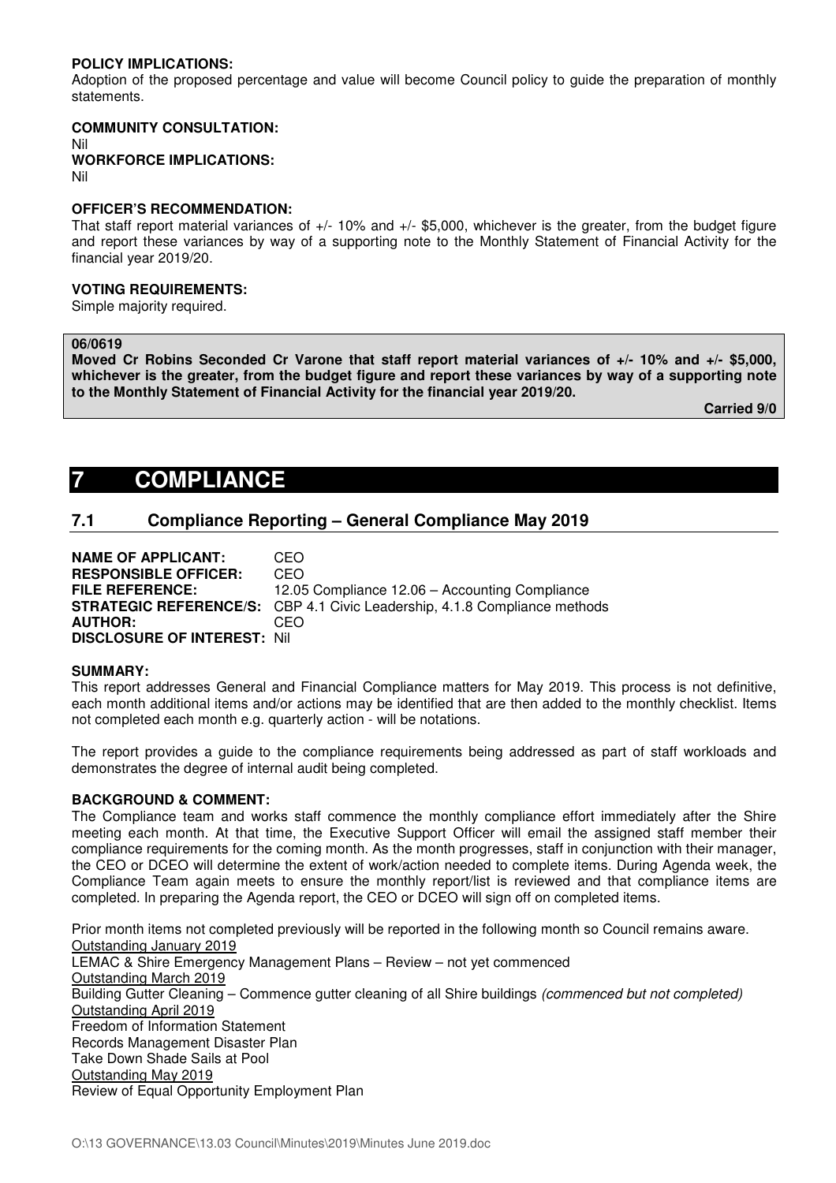**POLICY IMPLICATIONS:**
Adoption of the proposed percentage and value will become Council policy to guide the preparation of monthly statements.

**COMMUNITY CONSULTATION:**
Nil
**WORKFORCE IMPLICATIONS:**
Nil

**OFFICER'S RECOMMENDATION:**
That staff report material variances of +/- 10% and +/- $5,000, whichever is the greater, from the budget figure and report these variances by way of a supporting note to the Monthly Statement of Financial Activity for the financial year 2019/20.

**VOTING REQUIREMENTS:**
Simple majority required.

**06/0619**
**Moved Cr Robins Seconded Cr Varone that staff report material variances of +/- 10% and +/- $5,000, whichever is the greater, from the budget figure and report these variances by way of a supporting note to the Monthly Statement of Financial Activity for the financial year 2019/20.**

**Carried 9/0**

# 7 COMPLIANCE

## 7.1 Compliance Reporting – General Compliance May 2019

**NAME OF APPLICANT:** CEO
**RESPONSIBLE OFFICER:** CEO
**FILE REFERENCE:** 12.05 Compliance 12.06 – Accounting Compliance
**STRATEGIC REFERENCE/S:** CBP 4.1 Civic Leadership, 4.1.8 Compliance methods
**AUTHOR:** CEO
**DISCLOSURE OF INTEREST:** Nil

**SUMMARY:**
This report addresses General and Financial Compliance matters for May 2019. This process is not definitive, each month additional items and/or actions may be identified that are then added to the monthly checklist. Items not completed each month e.g. quarterly action - will be notations.

The report provides a guide to the compliance requirements being addressed as part of staff workloads and demonstrates the degree of internal audit being completed.

**BACKGROUND & COMMENT:**
The Compliance team and works staff commence the monthly compliance effort immediately after the Shire meeting each month. At that time, the Executive Support Officer will email the assigned staff member their compliance requirements for the coming month. As the month progresses, staff in conjunction with their manager, the CEO or DCEO will determine the extent of work/action needed to complete items. During Agenda week, the Compliance Team again meets to ensure the monthly report/list is reviewed and that compliance items are completed. In preparing the Agenda report, the CEO or DCEO will sign off on completed items.

Prior month items not completed previously will be reported in the following month so Council remains aware.
Outstanding January 2019
LEMAC & Shire Emergency Management Plans – Review – not yet commenced
Outstanding March 2019
Building Gutter Cleaning – Commence gutter cleaning of all Shire buildings *(commenced but not completed)*
Outstanding April 2019
Freedom of Information Statement
Records Management Disaster Plan
Take Down Shade Sails at Pool
Outstanding May 2019
Review of Equal Opportunity Employment Plan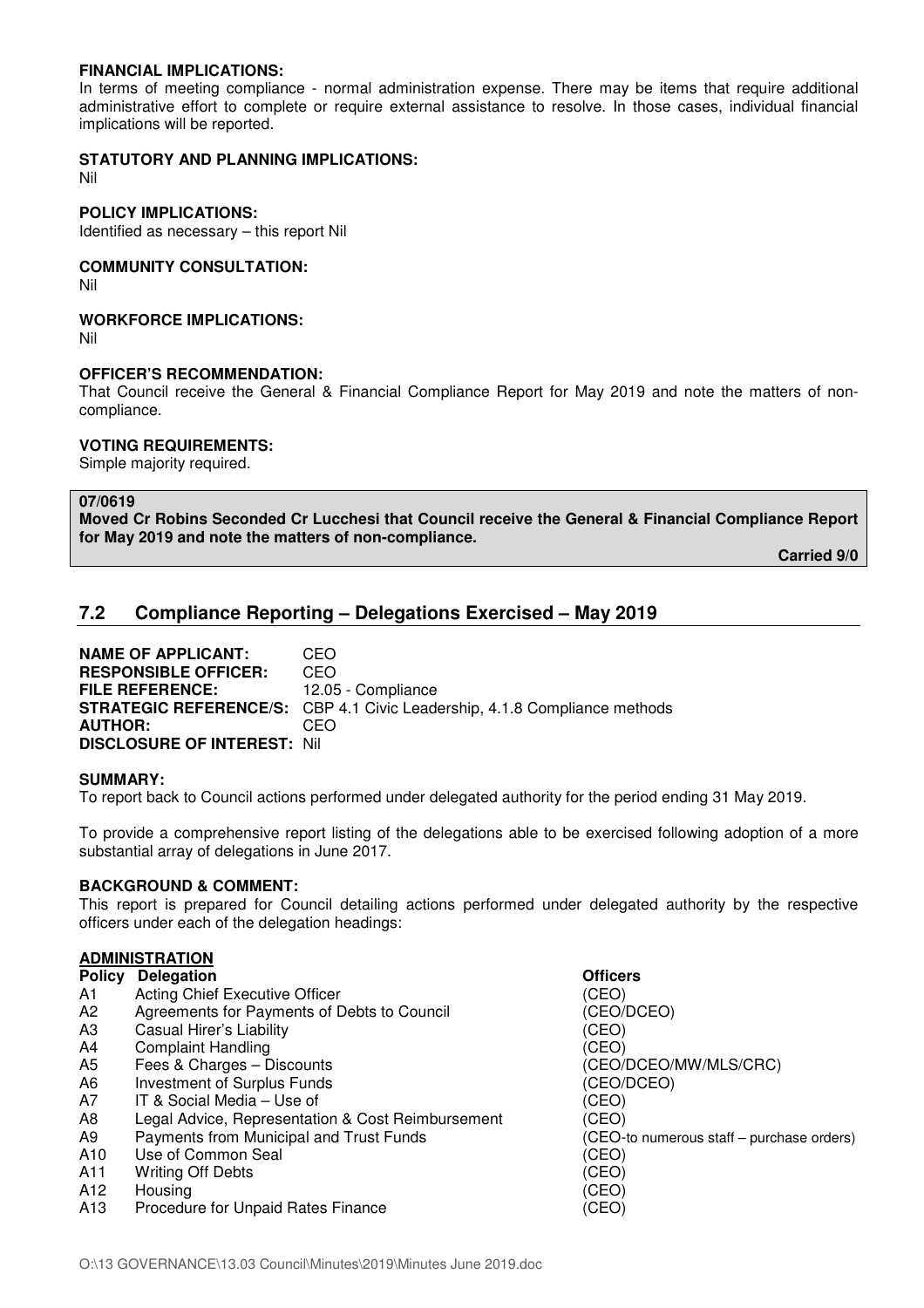**FINANCIAL IMPLICATIONS:**
In terms of meeting compliance - normal administration expense. There may be items that require additional administrative effort to complete or require external assistance to resolve. In those cases, individual financial implications will be reported.

**STATUTORY AND PLANNING IMPLICATIONS:**
Nil

**POLICY IMPLICATIONS:**
Identified as necessary – this report Nil

**COMMUNITY CONSULTATION:**
Nil

**WORKFORCE IMPLICATIONS:**
Nil

**OFFICER'S RECOMMENDATION:**
That Council receive the General & Financial Compliance Report for May 2019 and note the matters of non-compliance.

**VOTING REQUIREMENTS:**
Simple majority required.

**07/0619**
**Moved Cr Robins Seconded Cr Lucchesi that Council receive the General & Financial Compliance Report for May 2019 and note the matters of non-compliance.**

**Carried 9/0**

## 7.2 Compliance Reporting – Delegations Exercised – May 2019

**NAME OF APPLICANT:** CEO
**RESPONSIBLE OFFICER:** CEO
**FILE REFERENCE:** 12.05 - Compliance
**STRATEGIC REFERENCE/S:** CBP 4.1 Civic Leadership, 4.1.8 Compliance methods
**AUTHOR:** CEO
**DISCLOSURE OF INTEREST:** Nil

**SUMMARY:**
To report back to Council actions performed under delegated authority for the period ending 31 May 2019.

To provide a comprehensive report listing of the delegations able to be exercised following adoption of a more substantial array of delegations in June 2017.

**BACKGROUND & COMMENT:**
This report is prepared for Council detailing actions performed under delegated authority by the respective officers under each of the delegation headings:

**ADMINISTRATION**

| Policy | Delegation | Officers |
|---|---|---|
| A1 | Acting Chief Executive Officer | (CEO) |
| A2 | Agreements for Payments of Debts to Council | (CEO/DCEO) |
| A3 | Casual Hirer's Liability | (CEO) |
| A4 | Complaint Handling | (CEO) |
| A5 | Fees & Charges – Discounts | (CEO/DCEO/MW/MLS/CRC) |
| A6 | Investment of Surplus Funds | (CEO/DCEO) |
| A7 | IT & Social Media – Use of | (CEO) |
| A8 | Legal Advice, Representation & Cost Reimbursement | (CEO) |
| A9 | Payments from Municipal and Trust Funds | (CEO-to numerous staff – purchase orders) |
| A10 | Use of Common Seal | (CEO) |
| A11 | Writing Off Debts | (CEO) |
| A12 | Housing | (CEO) |
| A13 | Procedure for Unpaid Rates Finance | (CEO) |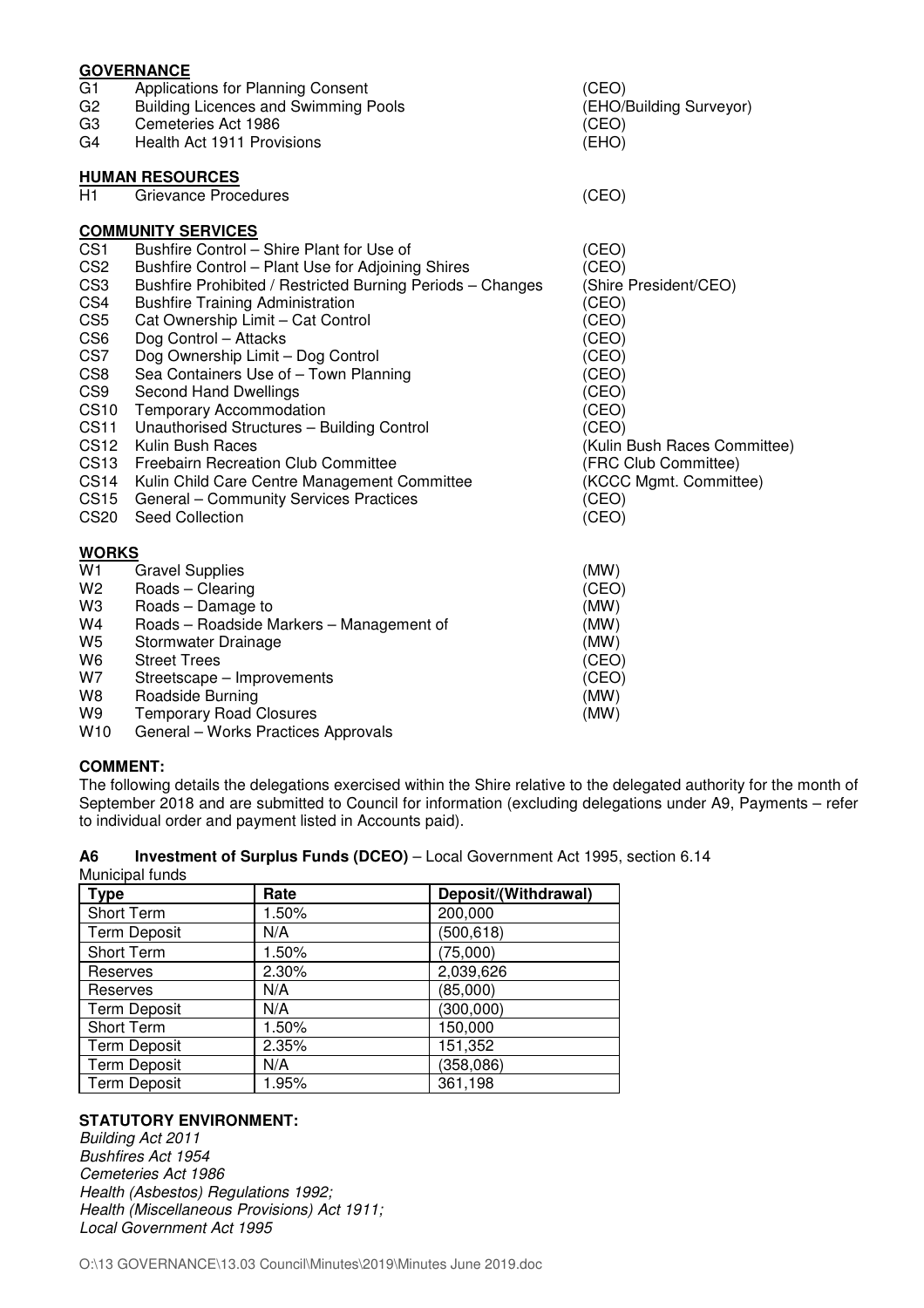**GOVERNANCE**

| | | |
|---|---|---|
| G1 | Applications for Planning Consent | (CEO) |
| G2 | Building Licences and Swimming Pools | (EHO/Building Surveyor) |
| G3 | Cemeteries Act 1986 | (CEO) |
| G4 | Health Act 1911 Provisions | (EHO) |

**HUMAN RESOURCES**

| | | |
|---|---|---|
| H1 | Grievance Procedures | (CEO) |

**COMMUNITY SERVICES**

| | | |
|---|---|---|
| CS1 | Bushfire Control – Shire Plant for Use of | (CEO) |
| CS2 | Bushfire Control – Plant Use for Adjoining Shires | (CEO) |
| CS3 | Bushfire Prohibited / Restricted Burning Periods – Changes | (Shire President/CEO) |
| CS4 | Bushfire Training Administration | (CEO) |
| CS5 | Cat Ownership Limit – Cat Control | (CEO) |
| CS6 | Dog Control – Attacks | (CEO) |
| CS7 | Dog Ownership Limit – Dog Control | (CEO) |
| CS8 | Sea Containers Use of – Town Planning | (CEO) |
| CS9 | Second Hand Dwellings | (CEO) |
| CS10 | Temporary Accommodation | (CEO) |
| CS11 | Unauthorised Structures – Building Control | (CEO) |
| CS12 | Kulin Bush Races | (Kulin Bush Races Committee) |
| CS13 | Freebairn Recreation Club Committee | (FRC Club Committee) |
| CS14 | Kulin Child Care Centre Management Committee | (KCCC Mgmt. Committee) |
| CS15 | General – Community Services Practices | (CEO) |
| CS20 | Seed Collection | (CEO) |

**WORKS**

| | | |
|---|---|---|
| W1 | Gravel Supplies | (MW) |
| W2 | Roads – Clearing | (CEO) |
| W3 | Roads – Damage to | (MW) |
| W4 | Roads – Roadside Markers – Management of | (MW) |
| W5 | Stormwater Drainage | (MW) |
| W6 | Street Trees | (CEO) |
| W7 | Streetscape – Improvements | (CEO) |
| W8 | Roadside Burning | (MW) |
| W9 | Temporary Road Closures | (MW) |
| W10 | General – Works Practices Approvals | |

**COMMENT:**

The following details the delegations exercised within the Shire relative to the delegated authority for the month of September 2018 and are submitted to Council for information (excluding delegations under A9, Payments – refer to individual order and payment listed in Accounts paid).

**A6 Investment of Surplus Funds (DCEO)** – Local Government Act 1995, section 6.14

Municipal funds

| Type | Rate | Deposit/(Withdrawal) |
|---|---|---|
| Short Term | 1.50% | 200,000 |
| Term Deposit | N/A | (500,618) |
| Short Term | 1.50% | (75,000) |
| Reserves | 2.30% | 2,039,626 |
| Reserves | N/A | (85,000) |
| Term Deposit | N/A | (300,000) |
| Short Term | 1.50% | 150,000 |
| Term Deposit | 2.35% | 151,352 |
| Term Deposit | N/A | (358,086) |
| Term Deposit | 1.95% | 361,198 |

**STATUTORY ENVIRONMENT:**

*Building Act 2011*
*Bushfires Act 1954*
*Cemeteries Act 1986*
*Health (Asbestos) Regulations 1992;*
*Health (Miscellaneous Provisions) Act 1911;*
*Local Government Act 1995*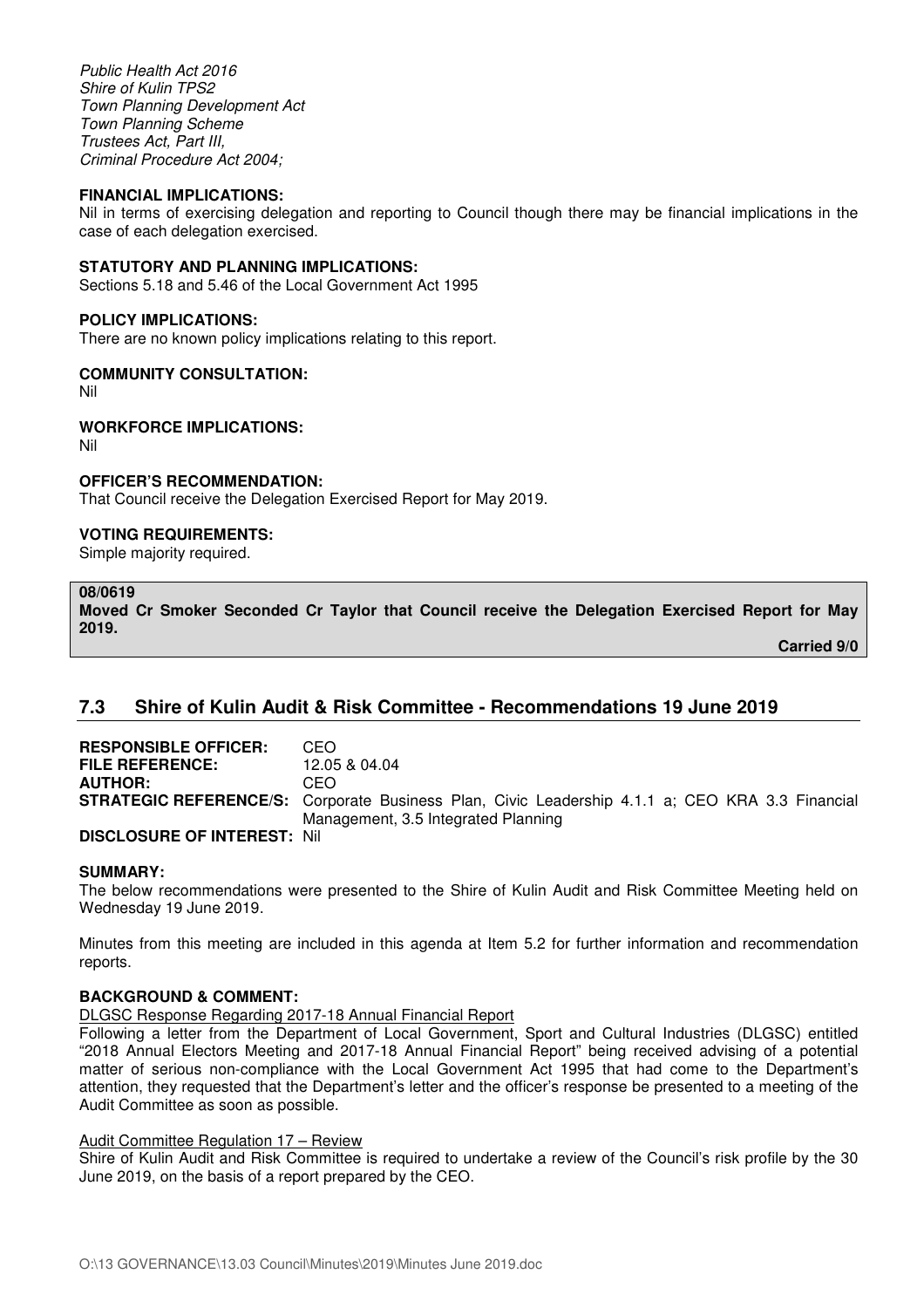*Public Health Act 2016*
*Shire of Kulin TPS2*
*Town Planning Development Act*
*Town Planning Scheme*
*Trustees Act, Part III,*
*Criminal Procedure Act 2004;*

**FINANCIAL IMPLICATIONS:**
Nil in terms of exercising delegation and reporting to Council though there may be financial implications in the case of each delegation exercised.

**STATUTORY AND PLANNING IMPLICATIONS:**
Sections 5.18 and 5.46 of the Local Government Act 1995

**POLICY IMPLICATIONS:**
There are no known policy implications relating to this report.

**COMMUNITY CONSULTATION:**
Nil

**WORKFORCE IMPLICATIONS:**
Nil

**OFFICER'S RECOMMENDATION:**
That Council receive the Delegation Exercised Report for May 2019.

**VOTING REQUIREMENTS:**
Simple majority required.

**08/0619**
**Moved Cr Smoker Seconded Cr Taylor that Council receive the Delegation Exercised Report for May 2019.**

**Carried 9/0**

## 7.3 Shire of Kulin Audit & Risk Committee - Recommendations 19 June 2019

**RESPONSIBLE OFFICER:** CEO
**FILE REFERENCE:** 12.05 & 04.04
**AUTHOR:** CEO
**STRATEGIC REFERENCE/S:** Corporate Business Plan, Civic Leadership 4.1.1 a; CEO KRA 3.3 Financial Management, 3.5 Integrated Planning
**DISCLOSURE OF INTEREST:** Nil

**SUMMARY:**
The below recommendations were presented to the Shire of Kulin Audit and Risk Committee Meeting held on Wednesday 19 June 2019.

Minutes from this meeting are included in this agenda at Item 5.2 for further information and recommendation reports.

**BACKGROUND & COMMENT:**
DLGSC Response Regarding 2017-18 Annual Financial Report
Following a letter from the Department of Local Government, Sport and Cultural Industries (DLGSC) entitled "2018 Annual Electors Meeting and 2017-18 Annual Financial Report" being received advising of a potential matter of serious non-compliance with the Local Government Act 1995 that had come to the Department's attention, they requested that the Department's letter and the officer's response be presented to a meeting of the Audit Committee as soon as possible.

Audit Committee Regulation 17 – Review
Shire of Kulin Audit and Risk Committee is required to undertake a review of the Council's risk profile by the 30 June 2019, on the basis of a report prepared by the CEO.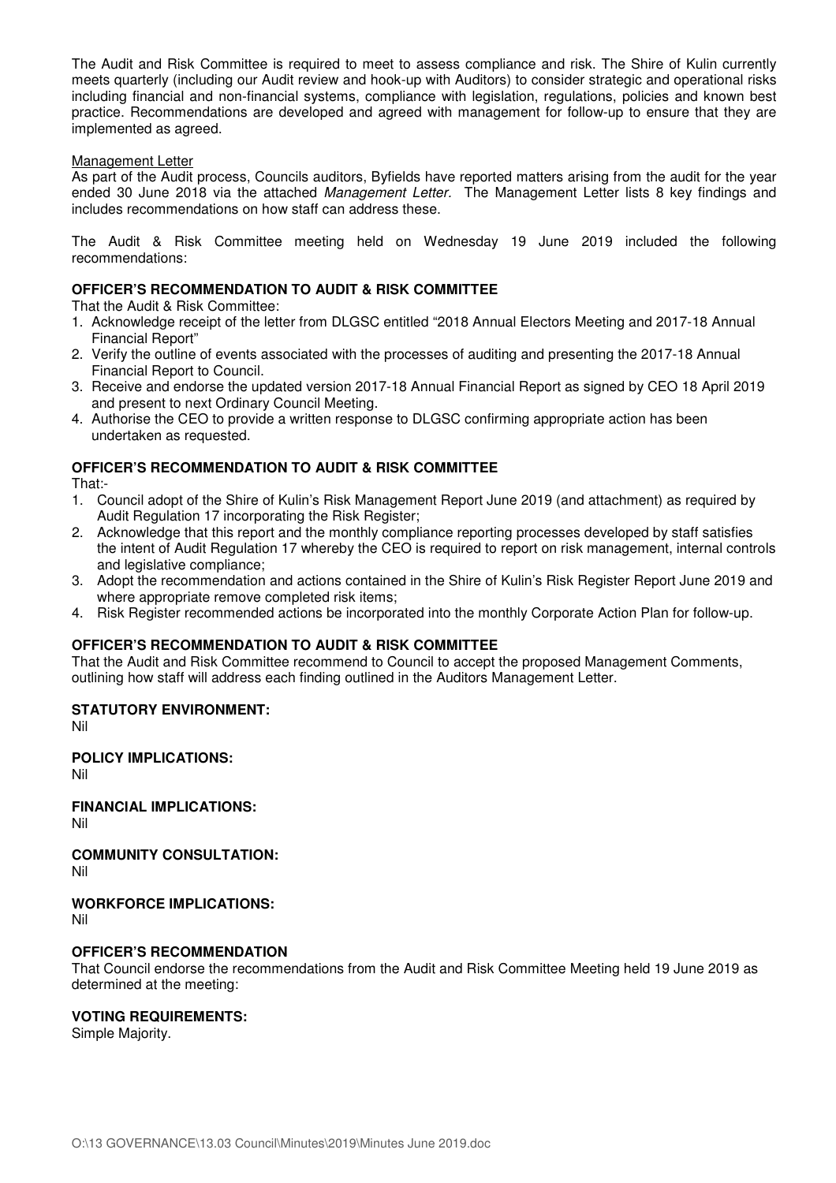The Audit and Risk Committee is required to meet to assess compliance and risk. The Shire of Kulin currently meets quarterly (including our Audit review and hook-up with Auditors) to consider strategic and operational risks including financial and non-financial systems, compliance with legislation, regulations, policies and known best practice. Recommendations are developed and agreed with management for follow-up to ensure that they are implemented as agreed.

Management Letter

As part of the Audit process, Councils auditors, Byfields have reported matters arising from the audit for the year ended 30 June 2018 via the attached *Management Letter.* The Management Letter lists 8 key findings and includes recommendations on how staff can address these.

The Audit & Risk Committee meeting held on Wednesday 19 June 2019 included the following recommendations:

**OFFICER'S RECOMMENDATION TO AUDIT & RISK COMMITTEE**

That the Audit & Risk Committee:

1. Acknowledge receipt of the letter from DLGSC entitled "2018 Annual Electors Meeting and 2017-18 Annual Financial Report"
2. Verify the outline of events associated with the processes of auditing and presenting the 2017-18 Annual Financial Report to Council.
3. Receive and endorse the updated version 2017-18 Annual Financial Report as signed by CEO 18 April 2019 and present to next Ordinary Council Meeting.
4. Authorise the CEO to provide a written response to DLGSC confirming appropriate action has been undertaken as requested.

**OFFICER'S RECOMMENDATION TO AUDIT & RISK COMMITTEE**

That:-

1. Council adopt of the Shire of Kulin's Risk Management Report June 2019 (and attachment) as required by Audit Regulation 17 incorporating the Risk Register;
2. Acknowledge that this report and the monthly compliance reporting processes developed by staff satisfies the intent of Audit Regulation 17 whereby the CEO is required to report on risk management, internal controls and legislative compliance;
3. Adopt the recommendation and actions contained in the Shire of Kulin's Risk Register Report June 2019 and where appropriate remove completed risk items;
4. Risk Register recommended actions be incorporated into the monthly Corporate Action Plan for follow-up.

**OFFICER'S RECOMMENDATION TO AUDIT & RISK COMMITTEE**

That the Audit and Risk Committee recommend to Council to accept the proposed Management Comments, outlining how staff will address each finding outlined in the Auditors Management Letter.

**STATUTORY ENVIRONMENT:**

Nil

**POLICY IMPLICATIONS:**

Nil

**FINANCIAL IMPLICATIONS:**

Nil

**COMMUNITY CONSULTATION:**

Nil

**WORKFORCE IMPLICATIONS:**

Nil

**OFFICER'S RECOMMENDATION**

That Council endorse the recommendations from the Audit and Risk Committee Meeting held 19 June 2019 as determined at the meeting:

**VOTING REQUIREMENTS:**

Simple Majority.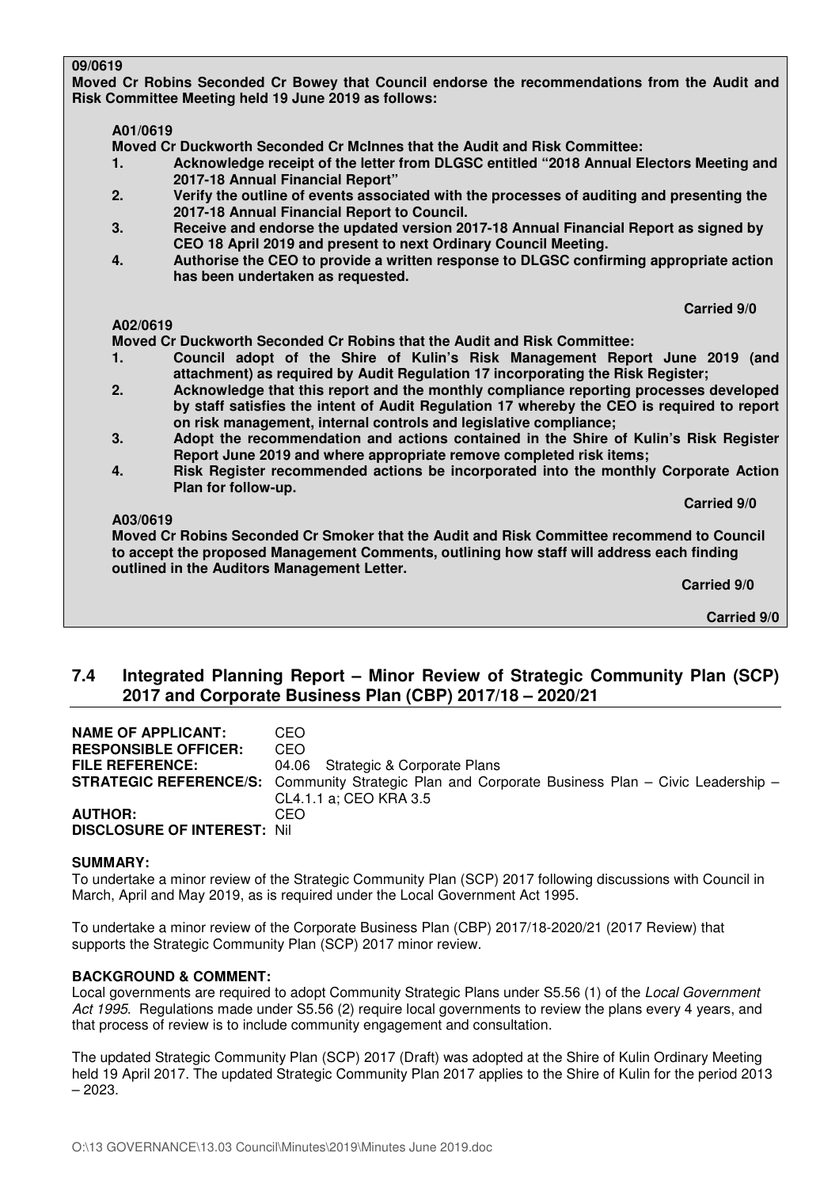**09/0619**
**Moved Cr Robins Seconded Cr Bowey that Council endorse the recommendations from the Audit and Risk Committee Meeting held 19 June 2019 as follows:**

**A01/0619**
**Moved Cr Duckworth Seconded Cr McInnes that the Audit and Risk Committee:**

1. **Acknowledge receipt of the letter from DLGSC entitled "2018 Annual Electors Meeting and 2017-18 Annual Financial Report"**
2. **Verify the outline of events associated with the processes of auditing and presenting the 2017-18 Annual Financial Report to Council.**
3. **Receive and endorse the updated version 2017-18 Annual Financial Report as signed by CEO 18 April 2019 and present to next Ordinary Council Meeting.**
4. **Authorise the CEO to provide a written response to DLGSC confirming appropriate action has been undertaken as requested.**

**Carried 9/0**

**A02/0619**
**Moved Cr Duckworth Seconded Cr Robins that the Audit and Risk Committee:**

1. **Council adopt of the Shire of Kulin's Risk Management Report June 2019 (and attachment) as required by Audit Regulation 17 incorporating the Risk Register;**
2. **Acknowledge that this report and the monthly compliance reporting processes developed by staff satisfies the intent of Audit Regulation 17 whereby the CEO is required to report on risk management, internal controls and legislative compliance;**
3. **Adopt the recommendation and actions contained in the Shire of Kulin's Risk Register Report June 2019 and where appropriate remove completed risk items;**
4. **Risk Register recommended actions be incorporated into the monthly Corporate Action Plan for follow-up.**

**Carried 9/0**

**A03/0619**
**Moved Cr Robins Seconded Cr Smoker that the Audit and Risk Committee recommend to Council to accept the proposed Management Comments, outlining how staff will address each finding outlined in the Auditors Management Letter.**

**Carried 9/0**

**Carried 9/0**

## 7.4 Integrated Planning Report – Minor Review of Strategic Community Plan (SCP) 2017 and Corporate Business Plan (CBP) 2017/18 – 2020/21

**NAME OF APPLICANT:** CEO
**RESPONSIBLE OFFICER:** CEO
**FILE REFERENCE:** 04.06 Strategic & Corporate Plans
**STRATEGIC REFERENCE/S:** Community Strategic Plan and Corporate Business Plan – Civic Leadership – CL4.1.1 a; CEO KRA 3.5
**AUTHOR:** CEO
**DISCLOSURE OF INTEREST:** Nil

**SUMMARY:**
To undertake a minor review of the Strategic Community Plan (SCP) 2017 following discussions with Council in March, April and May 2019, as is required under the Local Government Act 1995.

To undertake a minor review of the Corporate Business Plan (CBP) 2017/18-2020/21 (2017 Review) that supports the Strategic Community Plan (SCP) 2017 minor review.

**BACKGROUND & COMMENT:**
Local governments are required to adopt Community Strategic Plans under S5.56 (1) of the *Local Government Act 1995*. Regulations made under S5.56 (2) require local governments to review the plans every 4 years, and that process of review is to include community engagement and consultation.

The updated Strategic Community Plan (SCP) 2017 (Draft) was adopted at the Shire of Kulin Ordinary Meeting held 19 April 2017. The updated Strategic Community Plan 2017 applies to the Shire of Kulin for the period 2013 – 2023.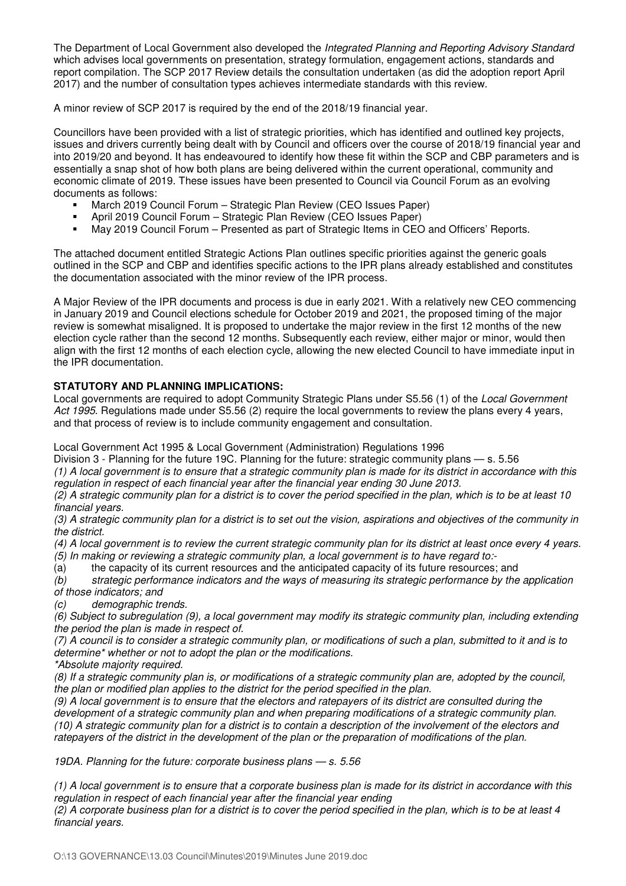The Department of Local Government also developed the *Integrated Planning and Reporting Advisory Standard* which advises local governments on presentation, strategy formulation, engagement actions, standards and report compilation. The SCP 2017 Review details the consultation undertaken (as did the adoption report April 2017) and the number of consultation types achieves intermediate standards with this review.

A minor review of SCP 2017 is required by the end of the 2018/19 financial year.

Councillors have been provided with a list of strategic priorities, which has identified and outlined key projects, issues and drivers currently being dealt with by Council and officers over the course of 2018/19 financial year and into 2019/20 and beyond. It has endeavoured to identify how these fit within the SCP and CBP parameters and is essentially a snap shot of how both plans are being delivered within the current operational, community and economic climate of 2019. These issues have been presented to Council via Council Forum as an evolving documents as follows:

- March 2019 Council Forum – Strategic Plan Review (CEO Issues Paper)
- April 2019 Council Forum – Strategic Plan Review (CEO Issues Paper)
- May 2019 Council Forum – Presented as part of Strategic Items in CEO and Officers' Reports.

The attached document entitled Strategic Actions Plan outlines specific priorities against the generic goals outlined in the SCP and CBP and identifies specific actions to the IPR plans already established and constitutes the documentation associated with the minor review of the IPR process.

A Major Review of the IPR documents and process is due in early 2021. With a relatively new CEO commencing in January 2019 and Council elections schedule for October 2019 and 2021, the proposed timing of the major review is somewhat misaligned. It is proposed to undertake the major review in the first 12 months of the new election cycle rather than the second 12 months. Subsequently each review, either major or minor, would then align with the first 12 months of each election cycle, allowing the new elected Council to have immediate input in the IPR documentation.

**STATUTORY AND PLANNING IMPLICATIONS:**

Local governments are required to adopt Community Strategic Plans under S5.56 (1) of the *Local Government Act 1995*. Regulations made under S5.56 (2) require the local governments to review the plans every 4 years, and that process of review is to include community engagement and consultation.

Local Government Act 1995 & Local Government (Administration) Regulations 1996

Division 3 - Planning for the future 19C. Planning for the future: strategic community plans — s. 5.56

*(1) A local government is to ensure that a strategic community plan is made for its district in accordance with this regulation in respect of each financial year after the financial year ending 30 June 2013.*

*(2) A strategic community plan for a district is to cover the period specified in the plan, which is to be at least 10 financial years.*

*(3) A strategic community plan for a district is to set out the vision, aspirations and objectives of the community in the district.*

*(4) A local government is to review the current strategic community plan for its district at least once every 4 years.*

*(5) In making or reviewing a strategic community plan, a local government is to have regard to:-*

(a) the capacity of its current resources and the anticipated capacity of its future resources; and

*(b) strategic performance indicators and the ways of measuring its strategic performance by the application of those indicators; and*

*(c) demographic trends.*

*(6) Subject to subregulation (9), a local government may modify its strategic community plan, including extending the period the plan is made in respect of.*

*(7) A council is to consider a strategic community plan, or modifications of such a plan, submitted to it and is to determine\* whether or not to adopt the plan or the modifications.*

*\*Absolute majority required.*

*(8) If a strategic community plan is, or modifications of a strategic community plan are, adopted by the council, the plan or modified plan applies to the district for the period specified in the plan.*

*(9) A local government is to ensure that the electors and ratepayers of its district are consulted during the development of a strategic community plan and when preparing modifications of a strategic community plan.*

*(10) A strategic community plan for a district is to contain a description of the involvement of the electors and ratepayers of the district in the development of the plan or the preparation of modifications of the plan.*

*19DA. Planning for the future: corporate business plans — s. 5.56*

*(1) A local government is to ensure that a corporate business plan is made for its district in accordance with this regulation in respect of each financial year after the financial year ending*

*(2) A corporate business plan for a district is to cover the period specified in the plan, which is to be at least 4 financial years.*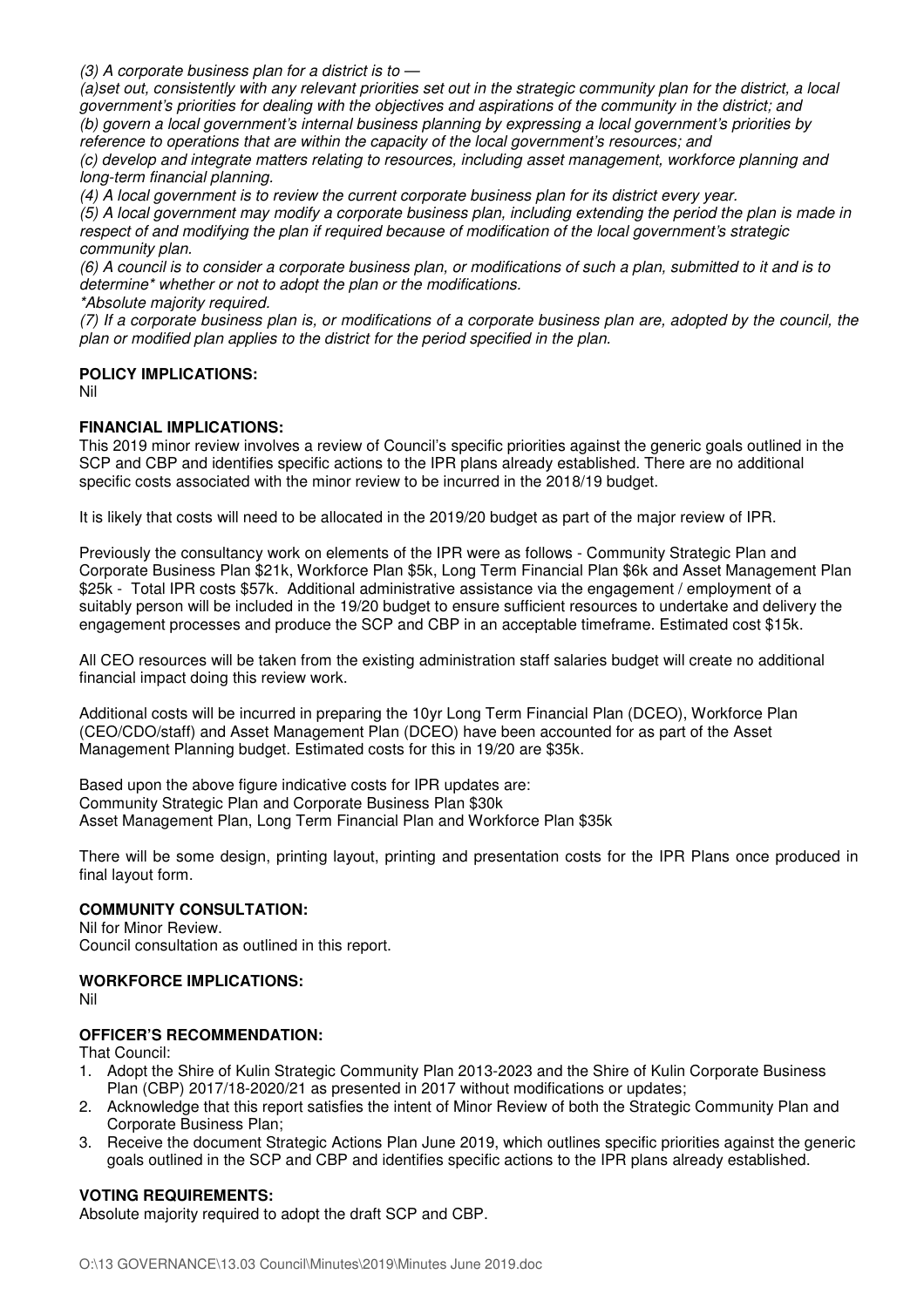*(3) A corporate business plan for a district is to —*
*(a)set out, consistently with any relevant priorities set out in the strategic community plan for the district, a local government's priorities for dealing with the objectives and aspirations of the community in the district; and*
*(b) govern a local government's internal business planning by expressing a local government's priorities by reference to operations that are within the capacity of the local government's resources; and*
*(c) develop and integrate matters relating to resources, including asset management, workforce planning and long-term financial planning.*
*(4) A local government is to review the current corporate business plan for its district every year.*
*(5) A local government may modify a corporate business plan, including extending the period the plan is made in respect of and modifying the plan if required because of modification of the local government's strategic community plan.*
*(6) A council is to consider a corporate business plan, or modifications of such a plan, submitted to it and is to determine* whether or not to adopt the plan or the modifications.*
*\*Absolute majority required.*
*(7) If a corporate business plan is, or modifications of a corporate business plan are, adopted by the council, the plan or modified plan applies to the district for the period specified in the plan.*

**POLICY IMPLICATIONS:**
Nil

**FINANCIAL IMPLICATIONS:**
This 2019 minor review involves a review of Council's specific priorities against the generic goals outlined in the SCP and CBP and identifies specific actions to the IPR plans already established. There are no additional specific costs associated with the minor review to be incurred in the 2018/19 budget.

It is likely that costs will need to be allocated in the 2019/20 budget as part of the major review of IPR.

Previously the consultancy work on elements of the IPR were as follows - Community Strategic Plan and Corporate Business Plan $21k, Workforce Plan $5k, Long Term Financial Plan $6k and Asset Management Plan $25k - Total IPR costs $57k. Additional administrative assistance via the engagement / employment of a suitably person will be included in the 19/20 budget to ensure sufficient resources to undertake and delivery the engagement processes and produce the SCP and CBP in an acceptable timeframe. Estimated cost $15k.

All CEO resources will be taken from the existing administration staff salaries budget will create no additional financial impact doing this review work.

Additional costs will be incurred in preparing the 10yr Long Term Financial Plan (DCEO), Workforce Plan (CEO/CDO/staff) and Asset Management Plan (DCEO) have been accounted for as part of the Asset Management Planning budget. Estimated costs for this in 19/20 are $35k.

Based upon the above figure indicative costs for IPR updates are:
Community Strategic Plan and Corporate Business Plan $30k
Asset Management Plan, Long Term Financial Plan and Workforce Plan $35k

There will be some design, printing layout, printing and presentation costs for the IPR Plans once produced in final layout form.

**COMMUNITY CONSULTATION:**
Nil for Minor Review.
Council consultation as outlined in this report.

**WORKFORCE IMPLICATIONS:**
Nil

**OFFICER'S RECOMMENDATION:**
That Council:

1. Adopt the Shire of Kulin Strategic Community Plan 2013-2023 and the Shire of Kulin Corporate Business Plan (CBP) 2017/18-2020/21 as presented in 2017 without modifications or updates;
2. Acknowledge that this report satisfies the intent of Minor Review of both the Strategic Community Plan and Corporate Business Plan;
3. Receive the document Strategic Actions Plan June 2019, which outlines specific priorities against the generic goals outlined in the SCP and CBP and identifies specific actions to the IPR plans already established.

**VOTING REQUIREMENTS:**
Absolute majority required to adopt the draft SCP and CBP.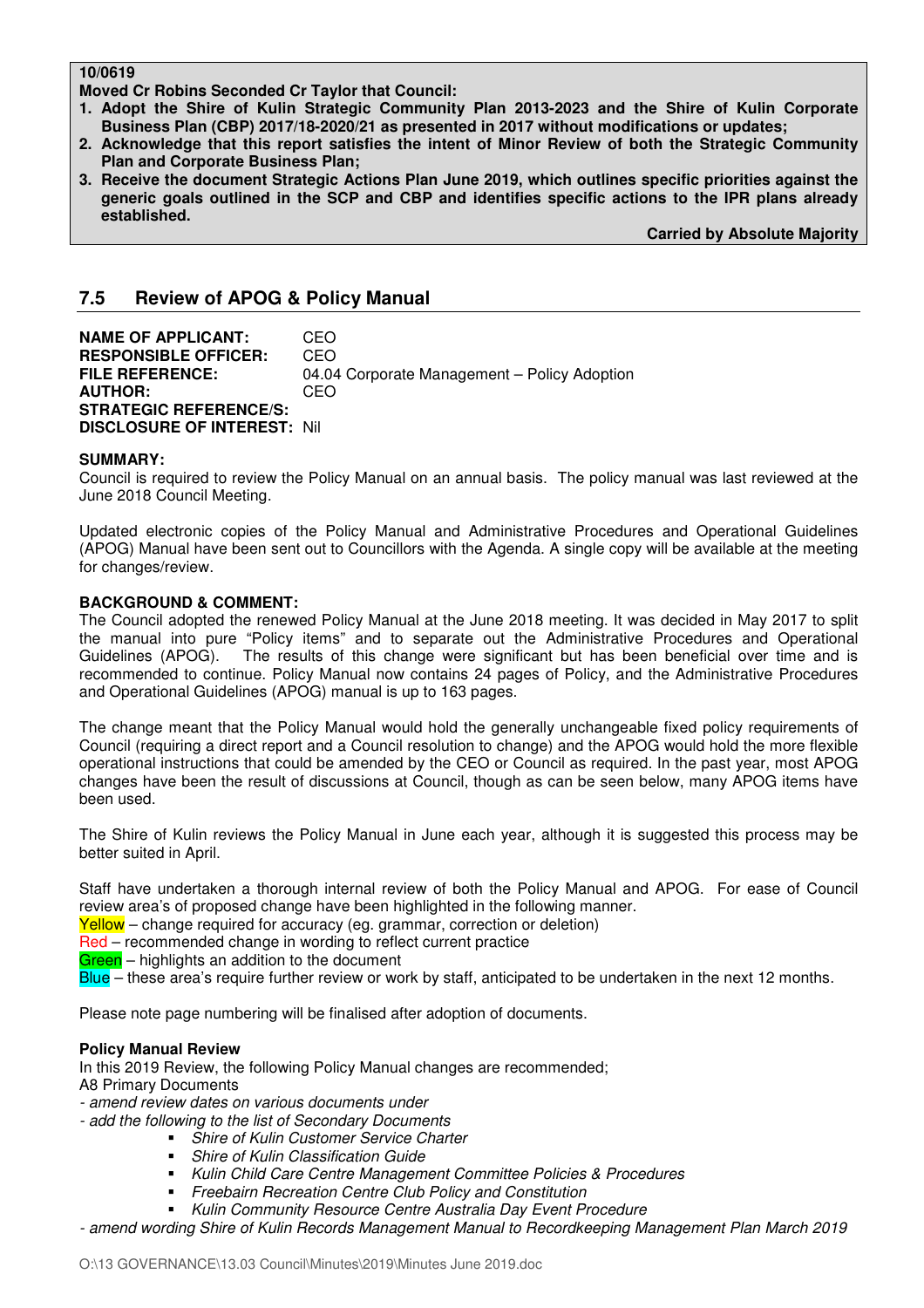**10/0619**

**Moved Cr Robins Seconded Cr Taylor that Council:**

1. **Adopt the Shire of Kulin Strategic Community Plan 2013-2023 and the Shire of Kulin Corporate Business Plan (CBP) 2017/18-2020/21 as presented in 2017 without modifications or updates;**
2. **Acknowledge that this report satisfies the intent of Minor Review of both the Strategic Community Plan and Corporate Business Plan;**
3. **Receive the document Strategic Actions Plan June 2019, which outlines specific priorities against the generic goals outlined in the SCP and CBP and identifies specific actions to the IPR plans already established.**

**Carried by Absolute Majority**

## 7.5 Review of APOG & Policy Manual

**NAME OF APPLICANT:** CEO
**RESPONSIBLE OFFICER:** CEO
**FILE REFERENCE:** 04.04 Corporate Management – Policy Adoption
**AUTHOR:** CEO
**STRATEGIC REFERENCE/S:**
**DISCLOSURE OF INTEREST:** Nil

**SUMMARY:**

Council is required to review the Policy Manual on an annual basis. The policy manual was last reviewed at the June 2018 Council Meeting.

Updated electronic copies of the Policy Manual and Administrative Procedures and Operational Guidelines (APOG) Manual have been sent out to Councillors with the Agenda. A single copy will be available at the meeting for changes/review.

**BACKGROUND & COMMENT:**

The Council adopted the renewed Policy Manual at the June 2018 meeting. It was decided in May 2017 to split the manual into pure "Policy items" and to separate out the Administrative Procedures and Operational Guidelines (APOG). The results of this change were significant but has been beneficial over time and is recommended to continue. Policy Manual now contains 24 pages of Policy, and the Administrative Procedures and Operational Guidelines (APOG) manual is up to 163 pages.

The change meant that the Policy Manual would hold the generally unchangeable fixed policy requirements of Council (requiring a direct report and a Council resolution to change) and the APOG would hold the more flexible operational instructions that could be amended by the CEO or Council as required. In the past year, most APOG changes have been the result of discussions at Council, though as can be seen below, many APOG items have been used.

The Shire of Kulin reviews the Policy Manual in June each year, although it is suggested this process may be better suited in April.

Staff have undertaken a thorough internal review of both the Policy Manual and APOG. For ease of Council review area's of proposed change have been highlighted in the following manner.

Yellow – change required for accuracy (eg. grammar, correction or deletion)
Red – recommended change in wording to reflect current practice
Green – highlights an addition to the document
Blue – these area's require further review or work by staff, anticipated to be undertaken in the next 12 months.

Please note page numbering will be finalised after adoption of documents.

**Policy Manual Review**

In this 2019 Review, the following Policy Manual changes are recommended;
A8 Primary Documents

- *amend review dates on various documents under*
- *add the following to the list of Secondary Documents*
  - *Shire of Kulin Customer Service Charter*
  - *Shire of Kulin Classification Guide*
  - *Kulin Child Care Centre Management Committee Policies & Procedures*
  - *Freebairn Recreation Centre Club Policy and Constitution*
  - *Kulin Community Resource Centre Australia Day Event Procedure*
- *amend wording Shire of Kulin Records Management Manual to Recordkeeping Management Plan March 2019*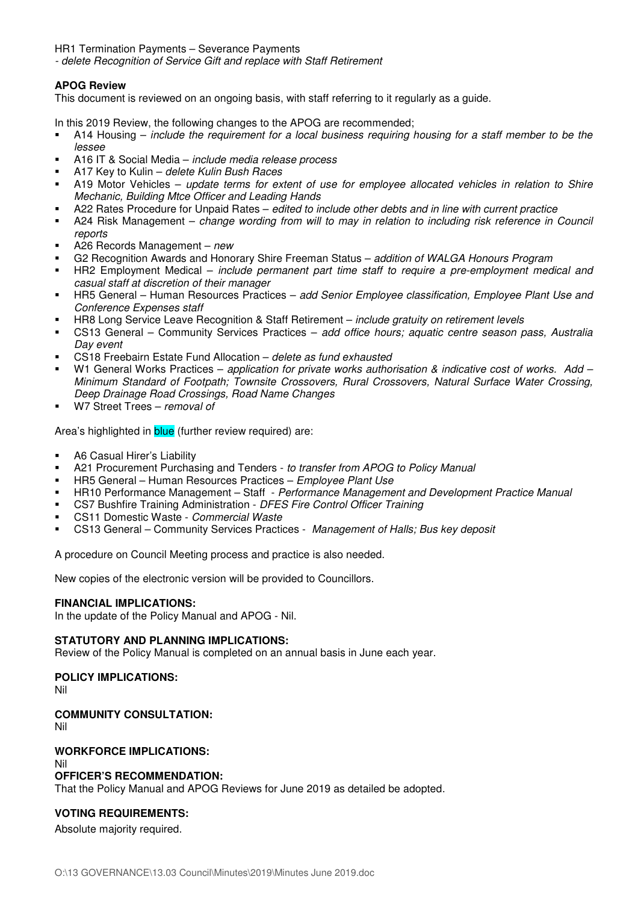HR1 Termination Payments – Severance Payments
- *delete Recognition of Service Gift and replace with Staff Retirement*

**APOG Review**
This document is reviewed on an ongoing basis, with staff referring to it regularly as a guide.

In this 2019 Review, the following changes to the APOG are recommended;

- A14 Housing – *include the requirement for a local business requiring housing for a staff member to be the lessee*
- A16 IT & Social Media – *include media release process*
- A17 Key to Kulin – *delete Kulin Bush Races*
- A19 Motor Vehicles – *update terms for extent of use for employee allocated vehicles in relation to Shire Mechanic, Building Mtce Officer and Leading Hands*
- A22 Rates Procedure for Unpaid Rates – *edited to include other debts and in line with current practice*
- A24 Risk Management – *change wording from will to may in relation to including risk reference in Council reports*
- A26 Records Management – *new*
- G2 Recognition Awards and Honorary Shire Freeman Status – *addition of WALGA Honours Program*
- HR2 Employment Medical – *include permanent part time staff to require a pre-employment medical and casual staff at discretion of their manager*
- HR5 General – Human Resources Practices – *add Senior Employee classification, Employee Plant Use and Conference Expenses staff*
- HR8 Long Service Leave Recognition & Staff Retirement – *include gratuity on retirement levels*
- CS13 General – Community Services Practices – *add office hours; aquatic centre season pass, Australia Day event*
- CS18 Freebairn Estate Fund Allocation – *delete as fund exhausted*
- W1 General Works Practices – *application for private works authorisation & indicative cost of works. Add – Minimum Standard of Footpath; Townsite Crossovers, Rural Crossovers, Natural Surface Water Crossing, Deep Drainage Road Crossings, Road Name Changes*
- W7 Street Trees – *removal of*

Area's highlighted in blue (further review required) are:

- A6 Casual Hirer's Liability
- A21 Procurement Purchasing and Tenders - *to transfer from APOG to Policy Manual*
- HR5 General – Human Resources Practices – *Employee Plant Use*
- HR10 Performance Management – Staff - *Performance Management and Development Practice Manual*
- CS7 Bushfire Training Administration - *DFES Fire Control Officer Training*
- CS11 Domestic Waste - *Commercial Waste*
- CS13 General – Community Services Practices - *Management of Halls; Bus key deposit*

A procedure on Council Meeting process and practice is also needed.

New copies of the electronic version will be provided to Councillors.

**FINANCIAL IMPLICATIONS:**
In the update of the Policy Manual and APOG - Nil.

**STATUTORY AND PLANNING IMPLICATIONS:**
Review of the Policy Manual is completed on an annual basis in June each year.

**POLICY IMPLICATIONS:**
Nil

**COMMUNITY CONSULTATION:**
Nil

**WORKFORCE IMPLICATIONS:**
Nil

**OFFICER'S RECOMMENDATION:**
That the Policy Manual and APOG Reviews for June 2019 as detailed be adopted.

**VOTING REQUIREMENTS:**
Absolute majority required.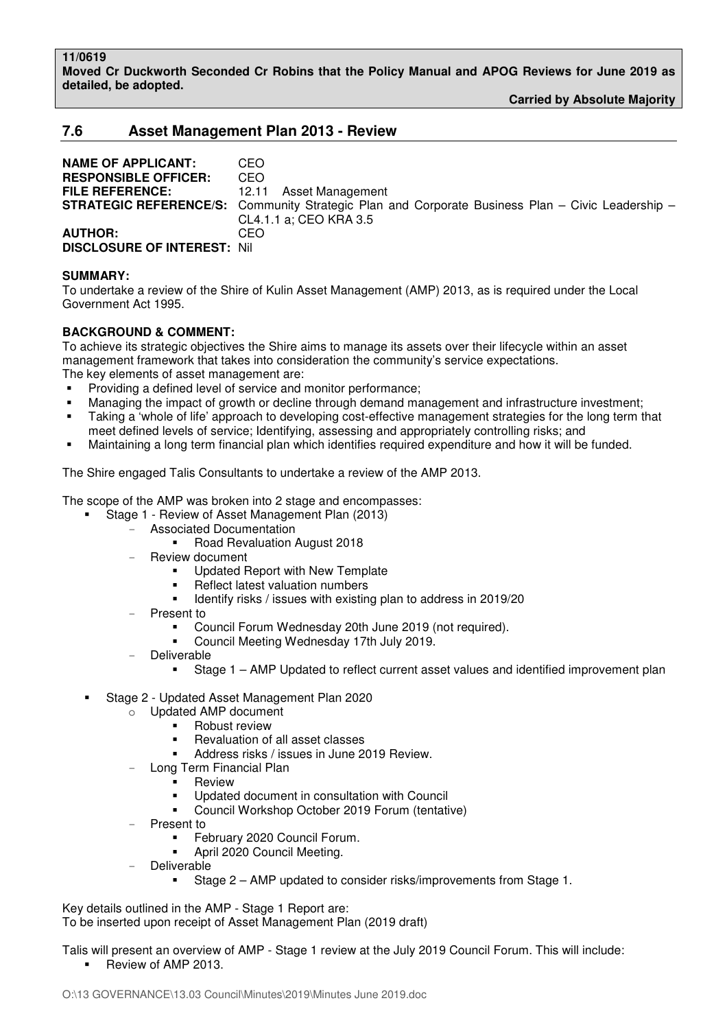**11/0619**
**Moved Cr Duckworth Seconded Cr Robins that the Policy Manual and APOG Reviews for June 2019 as detailed, be adopted.**

**Carried by Absolute Majority**

## 7.6 Asset Management Plan 2013 - Review

**NAME OF APPLICANT:** CEO
**RESPONSIBLE OFFICER:** CEO
**FILE REFERENCE:** 12.11 Asset Management
**STRATEGIC REFERENCE/S:** Community Strategic Plan and Corporate Business Plan – Civic Leadership – CL4.1.1 a; CEO KRA 3.5
**AUTHOR:** CEO
**DISCLOSURE OF INTEREST:** Nil

**SUMMARY:**

To undertake a review of the Shire of Kulin Asset Management (AMP) 2013, as is required under the Local Government Act 1995.

**BACKGROUND & COMMENT:**

To achieve its strategic objectives the Shire aims to manage its assets over their lifecycle within an asset management framework that takes into consideration the community's service expectations.
The key elements of asset management are:

- Providing a defined level of service and monitor performance;
- Managing the impact of growth or decline through demand management and infrastructure investment;
- Taking a 'whole of life' approach to developing cost-effective management strategies for the long term that meet defined levels of service; Identifying, assessing and appropriately controlling risks; and
- Maintaining a long term financial plan which identifies required expenditure and how it will be funded.

The Shire engaged Talis Consultants to undertake a review of the AMP 2013.

The scope of the AMP was broken into 2 stage and encompasses:

- Stage 1 - Review of Asset Management Plan (2013)
  - Associated Documentation
    - Road Revaluation August 2018
  - Review document
    - Updated Report with New Template
    - Reflect latest valuation numbers
    - Identify risks / issues with existing plan to address in 2019/20
  - Present to
    - Council Forum Wednesday 20th June 2019 (not required).
    - Council Meeting Wednesday 17th July 2019.
  - Deliverable
    - Stage 1 – AMP Updated to reflect current asset values and identified improvement plan

- Stage 2 - Updated Asset Management Plan 2020
  - Updated AMP document
    - Robust review
    - Revaluation of all asset classes
    - Address risks / issues in June 2019 Review.
  - Long Term Financial Plan
    - Review
    - Updated document in consultation with Council
    - Council Workshop October 2019 Forum (tentative)
  - Present to
    - February 2020 Council Forum.
    - April 2020 Council Meeting.
  - Deliverable
    - Stage 2 – AMP updated to consider risks/improvements from Stage 1.

Key details outlined in the AMP - Stage 1 Report are:
To be inserted upon receipt of Asset Management Plan (2019 draft)

Talis will present an overview of AMP - Stage 1 review at the July 2019 Council Forum. This will include:

- Review of AMP 2013.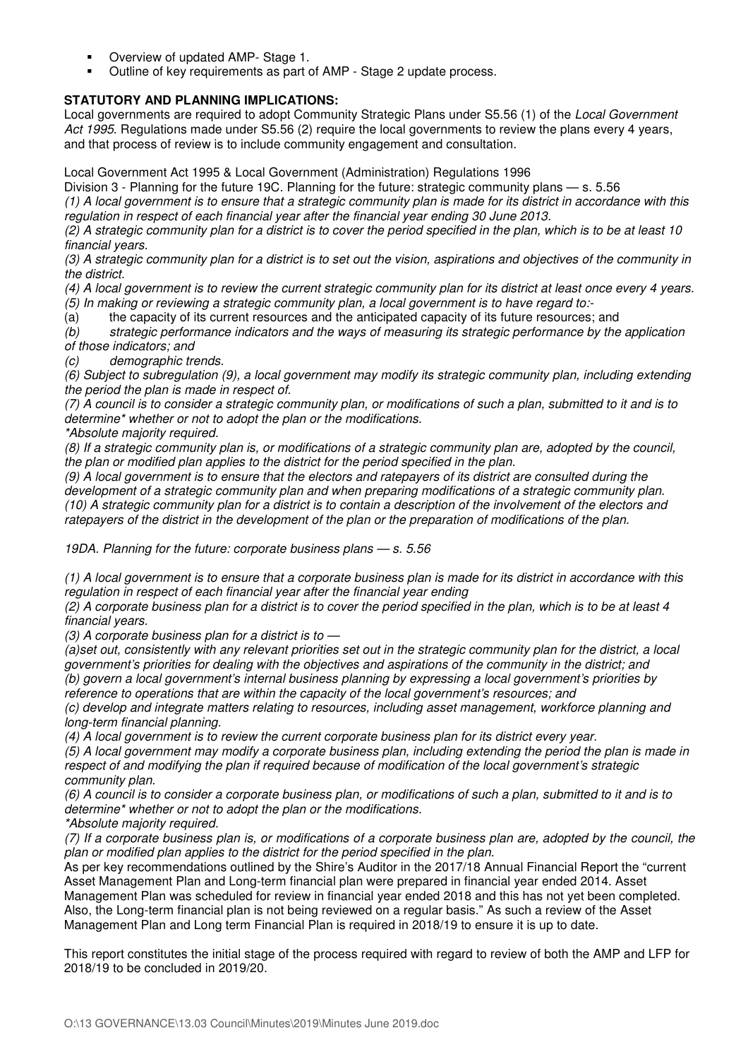- Overview of updated AMP- Stage 1.
- Outline of key requirements as part of AMP - Stage 2 update process.

**STATUTORY AND PLANNING IMPLICATIONS:**

Local governments are required to adopt Community Strategic Plans under S5.56 (1) of the *Local Government Act 1995*. Regulations made under S5.56 (2) require the local governments to review the plans every 4 years, and that process of review is to include community engagement and consultation.

Local Government Act 1995 & Local Government (Administration) Regulations 1996

Division 3 - Planning for the future 19C. Planning for the future: strategic community plans — s. 5.56

*(1) A local government is to ensure that a strategic community plan is made for its district in accordance with this regulation in respect of each financial year after the financial year ending 30 June 2013.*

*(2) A strategic community plan for a district is to cover the period specified in the plan, which is to be at least 10 financial years.*

*(3) A strategic community plan for a district is to set out the vision, aspirations and objectives of the community in the district.*

*(4) A local government is to review the current strategic community plan for its district at least once every 4 years.*

*(5) In making or reviewing a strategic community plan, a local government is to have regard to:-*

(a) the capacity of its current resources and the anticipated capacity of its future resources; and

*(b) strategic performance indicators and the ways of measuring its strategic performance by the application of those indicators; and*

*(c) demographic trends.*

*(6) Subject to subregulation (9), a local government may modify its strategic community plan, including extending the period the plan is made in respect of.*

*(7) A council is to consider a strategic community plan, or modifications of such a plan, submitted to it and is to determine* whether or not to adopt the plan or the modifications.*

**Absolute majority required.*

*(8) If a strategic community plan is, or modifications of a strategic community plan are, adopted by the council, the plan or modified plan applies to the district for the period specified in the plan.*

*(9) A local government is to ensure that the electors and ratepayers of its district are consulted during the development of a strategic community plan and when preparing modifications of a strategic community plan.*

*(10) A strategic community plan for a district is to contain a description of the involvement of the electors and ratepayers of the district in the development of the plan or the preparation of modifications of the plan.*

*19DA. Planning for the future: corporate business plans — s. 5.56*

*(1) A local government is to ensure that a corporate business plan is made for its district in accordance with this regulation in respect of each financial year after the financial year ending*

*(2) A corporate business plan for a district is to cover the period specified in the plan, which is to be at least 4 financial years.*

*(3) A corporate business plan for a district is to —*

*(a)set out, consistently with any relevant priorities set out in the strategic community plan for the district, a local government's priorities for dealing with the objectives and aspirations of the community in the district; and*

*(b) govern a local government's internal business planning by expressing a local government's priorities by reference to operations that are within the capacity of the local government's resources; and*

*(c) develop and integrate matters relating to resources, including asset management, workforce planning and long-term financial planning.*

*(4) A local government is to review the current corporate business plan for its district every year.*

*(5) A local government may modify a corporate business plan, including extending the period the plan is made in respect of and modifying the plan if required because of modification of the local government's strategic community plan.*

*(6) A council is to consider a corporate business plan, or modifications of such a plan, submitted to it and is to determine* whether or not to adopt the plan or the modifications.*

**Absolute majority required.*

*(7) If a corporate business plan is, or modifications of a corporate business plan are, adopted by the council, the plan or modified plan applies to the district for the period specified in the plan.*

As per key recommendations outlined by the Shire's Auditor in the 2017/18 Annual Financial Report the "current Asset Management Plan and Long-term financial plan were prepared in financial year ended 2014. Asset Management Plan was scheduled for review in financial year ended 2018 and this has not yet been completed. Also, the Long-term financial plan is not being reviewed on a regular basis." As such a review of the Asset Management Plan and Long term Financial Plan is required in 2018/19 to ensure it is up to date.

This report constitutes the initial stage of the process required with regard to review of both the AMP and LFP for 2018/19 to be concluded in 2019/20.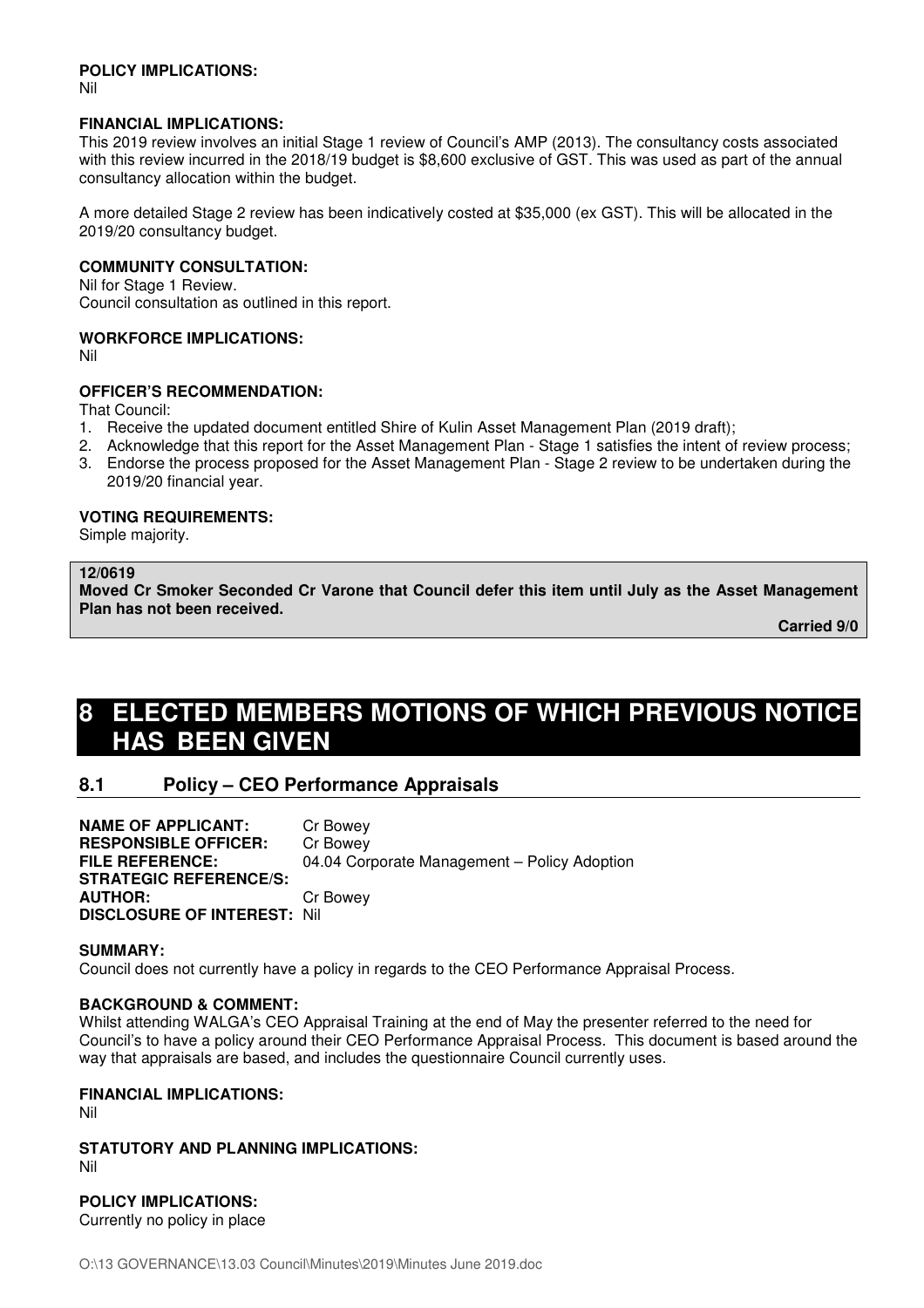**POLICY IMPLICATIONS:**
Nil

**FINANCIAL IMPLICATIONS:**
This 2019 review involves an initial Stage 1 review of Council's AMP (2013). The consultancy costs associated with this review incurred in the 2018/19 budget is $8,600 exclusive of GST. This was used as part of the annual consultancy allocation within the budget.

A more detailed Stage 2 review has been indicatively costed at $35,000 (ex GST). This will be allocated in the 2019/20 consultancy budget.

**COMMUNITY CONSULTATION:**
Nil for Stage 1 Review.
Council consultation as outlined in this report.

**WORKFORCE IMPLICATIONS:**
Nil

**OFFICER'S RECOMMENDATION:**
That Council:
1. Receive the updated document entitled Shire of Kulin Asset Management Plan (2019 draft);
2. Acknowledge that this report for the Asset Management Plan - Stage 1 satisfies the intent of review process;
3. Endorse the process proposed for the Asset Management Plan - Stage 2 review to be undertaken during the 2019/20 financial year.

**VOTING REQUIREMENTS:**
Simple majority.

**12/0619**
**Moved Cr Smoker Seconded Cr Varone that Council defer this item until July as the Asset Management Plan has not been received.**

**Carried 9/0**

# 8 ELECTED MEMBERS MOTIONS OF WHICH PREVIOUS NOTICE HAS BEEN GIVEN

## 8.1 Policy – CEO Performance Appraisals

**NAME OF APPLICANT:** Cr Bowey
**RESPONSIBLE OFFICER:** Cr Bowey
**FILE REFERENCE:** 04.04 Corporate Management – Policy Adoption
**STRATEGIC REFERENCE/S:**
**AUTHOR:** Cr Bowey
**DISCLOSURE OF INTEREST:** Nil

**SUMMARY:**
Council does not currently have a policy in regards to the CEO Performance Appraisal Process.

**BACKGROUND & COMMENT:**
Whilst attending WALGA's CEO Appraisal Training at the end of May the presenter referred to the need for Council's to have a policy around their CEO Performance Appraisal Process. This document is based around the way that appraisals are based, and includes the questionnaire Council currently uses.

**FINANCIAL IMPLICATIONS:**
Nil

**STATUTORY AND PLANNING IMPLICATIONS:**
Nil

**POLICY IMPLICATIONS:**
Currently no policy in place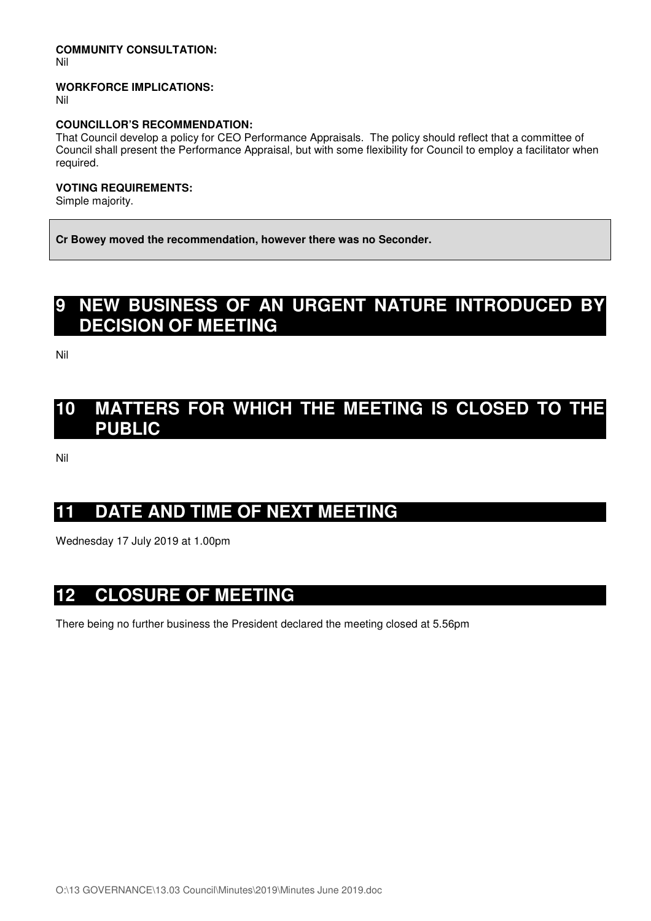**COMMUNITY CONSULTATION:**
Nil

**WORKFORCE IMPLICATIONS:**
Nil

**COUNCILLOR'S RECOMMENDATION:**
That Council develop a policy for CEO Performance Appraisals. The policy should reflect that a committee of Council shall present the Performance Appraisal, but with some flexibility for Council to employ a facilitator when required.

**VOTING REQUIREMENTS:**
Simple majority.

**Cr Bowey moved the recommendation, however there was no Seconder.**

# 9 NEW BUSINESS OF AN URGENT NATURE INTRODUCED BY DECISION OF MEETING

Nil

# 10 MATTERS FOR WHICH THE MEETING IS CLOSED TO THE PUBLIC

Nil

# 11 DATE AND TIME OF NEXT MEETING

Wednesday 17 July 2019 at 1.00pm

# 12 CLOSURE OF MEETING

There being no further business the President declared the meeting closed at 5.56pm